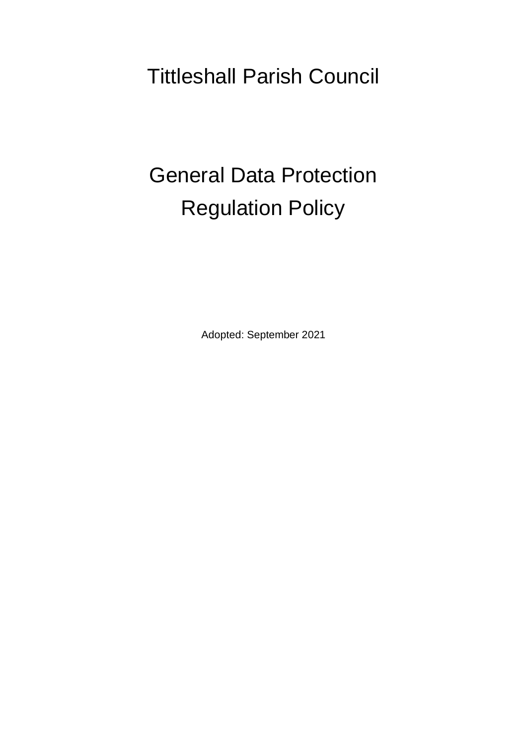# Tittleshall Parish Council

# General Data Protection Regulation Policy

Adopted: September 2021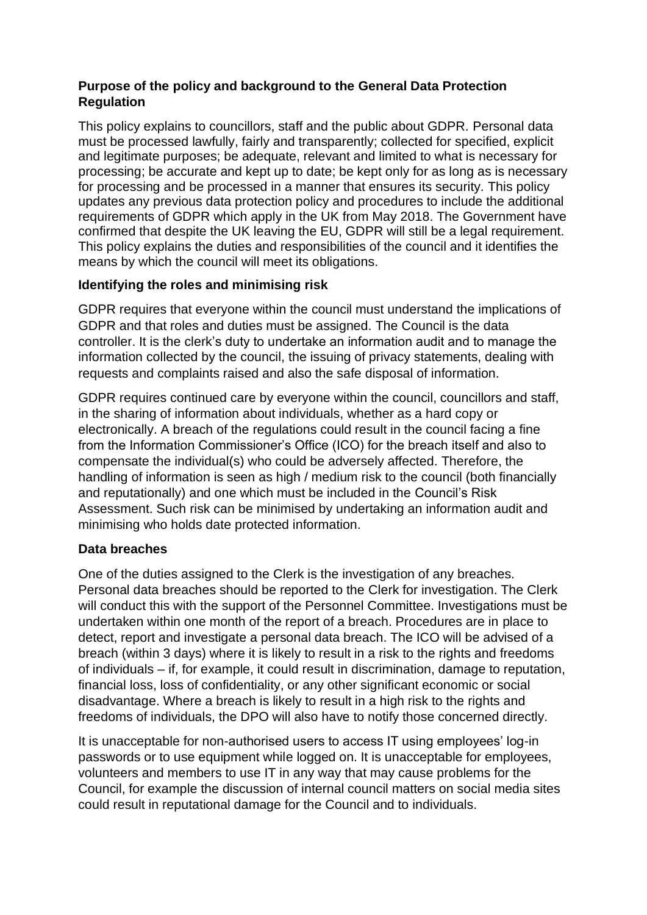**Purpose of the policy and background to the General Data Protection Regulation**

This policy explains to councillors, staff and the public about GDPR. Personal data must be processed lawfully, fairly and transparently; collected for specified, explicit and legitimate purposes; be adequate, relevant and limited to what is necessary for processing; be accurate and kept up to date; be kept only for as long as is necessary for processing and be processed in a manner that ensures its security. This policy updates any previous data protection policy and procedures to include the additional requirements of GDPR which apply in the UK from May 2018. The Government have confirmed that despite the UK leaving the EU, GDPR will still be a legal requirement. This policy explains the duties and responsibilities of the council and it identifies the means by which the council will meet its obligations.

**Identifying the roles and minimising risk**

GDPR requires that everyone within the council must understand the implications of GDPR and that roles and duties must be assigned. The Council is the data controller. It is the clerk's duty to undertake an information audit and to manage the information collected by the council, the issuing of privacy statements, dealing with requests and complaints raised and also the safe disposal of information.

GDPR requires continued care by everyone within the council, councillors and staff, in the sharing of information about individuals, whether as a hard copy or electronically. A breach of the regulations could result in the council facing a fine from the Information Commissioner's Office (ICO) for the breach itself and also to compensate the individual(s) who could be adversely affected. Therefore, the handling of information is seen as high / medium risk to the council (both financially and reputationally) and one which must be included in the Council's Risk Assessment. Such risk can be minimised by undertaking an information audit and minimising who holds date protected information.

**Data breaches**

One of the duties assigned to the Clerk is the investigation of any breaches. Personal data breaches should be reported to the Clerk for investigation. The Clerk will conduct this with the support of the Personnel Committee. Investigations must be undertaken within one month of the report of a breach. Procedures are in place to detect, report and investigate a personal data breach. The ICO will be advised of a breach (within 3 days) where it is likely to result in a risk to the rights and freedoms of individuals – if, for example, it could result in discrimination, damage to reputation, financial loss, loss of confidentiality, or any other significant economic or social disadvantage. Where a breach is likely to result in a high risk to the rights and freedoms of individuals, the DPO will also have to notify those concerned directly.

It is unacceptable for non-authorised users to access IT using employees' log-in passwords or to use equipment while logged on. It is unacceptable for employees, volunteers and members to use IT in any way that may cause problems for the Council, for example the discussion of internal council matters on social media sites could result in reputational damage for the Council and to individuals.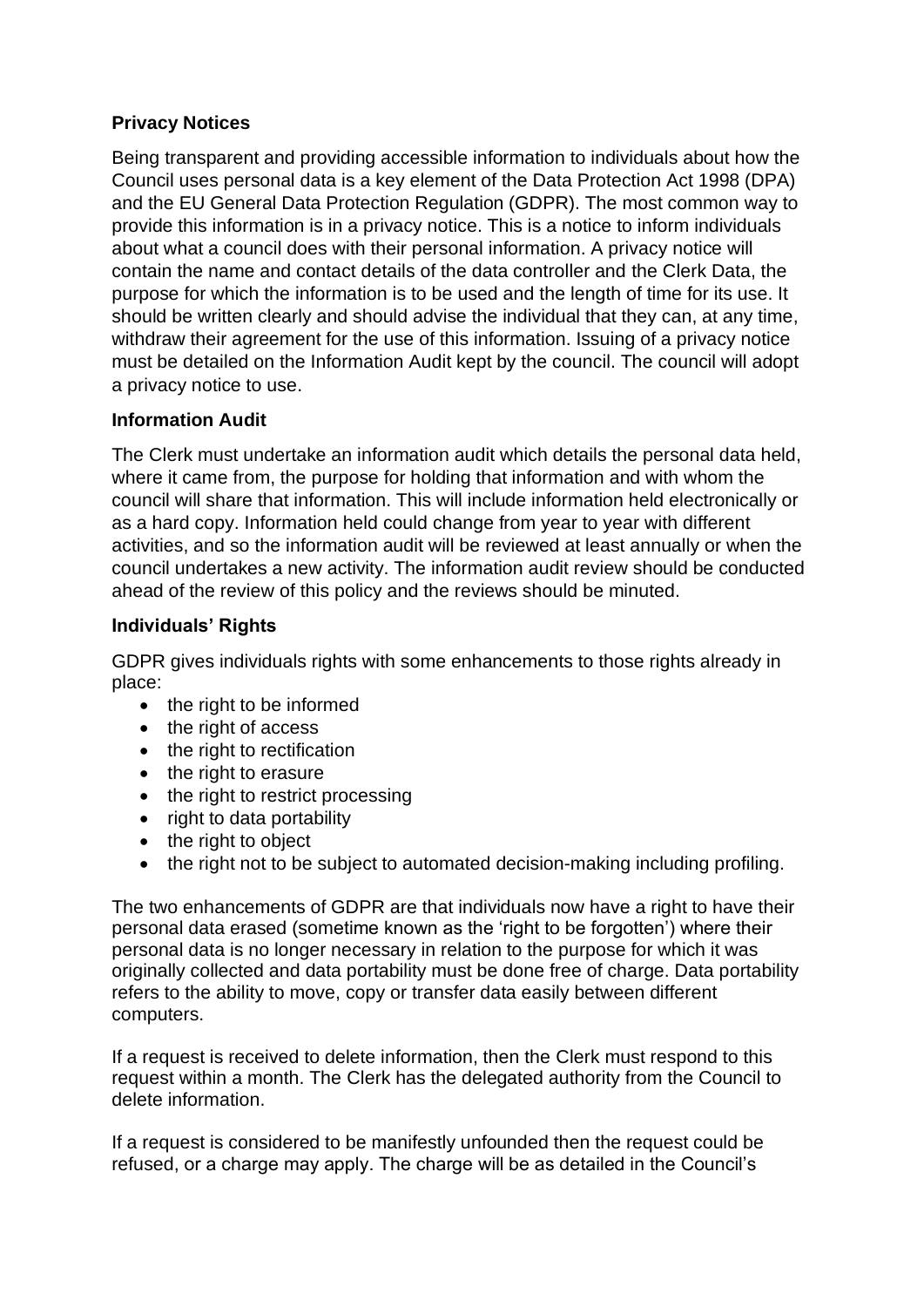**Privacy Notices**

Being transparent and providing accessible information to individuals about how the Council uses personal data is a key element of the Data Protection Act 1998 (DPA) and the EU General Data Protection Regulation (GDPR). The most common way to provide this information is in a privacy notice. This is a notice to inform individuals about what a council does with their personal information. A privacy notice will contain the name and contact details of the data controller and the Clerk Data, the purpose for which the information is to be used and the length of time for its use. It should be written clearly and should advise the individual that they can, at any time, withdraw their agreement for the use of this information. Issuing of a privacy notice must be detailed on the Information Audit kept by the council. The council will adopt a privacy notice to use.

**Information Audit**

The Clerk must undertake an information audit which details the personal data held, where it came from, the purpose for holding that information and with whom the council will share that information. This will include information held electronically or as a hard copy. Information held could change from year to year with different activities, and so the information audit will be reviewed at least annually or when the council undertakes a new activity. The information audit review should be conducted ahead of the review of this policy and the reviews should be minuted.

**Individuals' Rights**

GDPR gives individuals rights with some enhancements to those rights already in place:

- the right to be informed
- the right of access
- the right to rectification
- the right to erasure
- the right to restrict processing
- right to data portability
- the right to object
- the right not to be subject to automated decision-making including profiling.

The two enhancements of GDPR are that individuals now have a right to have their personal data erased (sometime known as the 'right to be forgotten') where their personal data is no longer necessary in relation to the purpose for which it was originally collected and data portability must be done free of charge. Data portability refers to the ability to move, copy or transfer data easily between different computers.

If a request is received to delete information, then the Clerk must respond to this request within a month. The Clerk has the delegated authority from the Council to delete information.

If a request is considered to be manifestly unfounded then the request could be refused, or a charge may apply. The charge will be as detailed in the Council's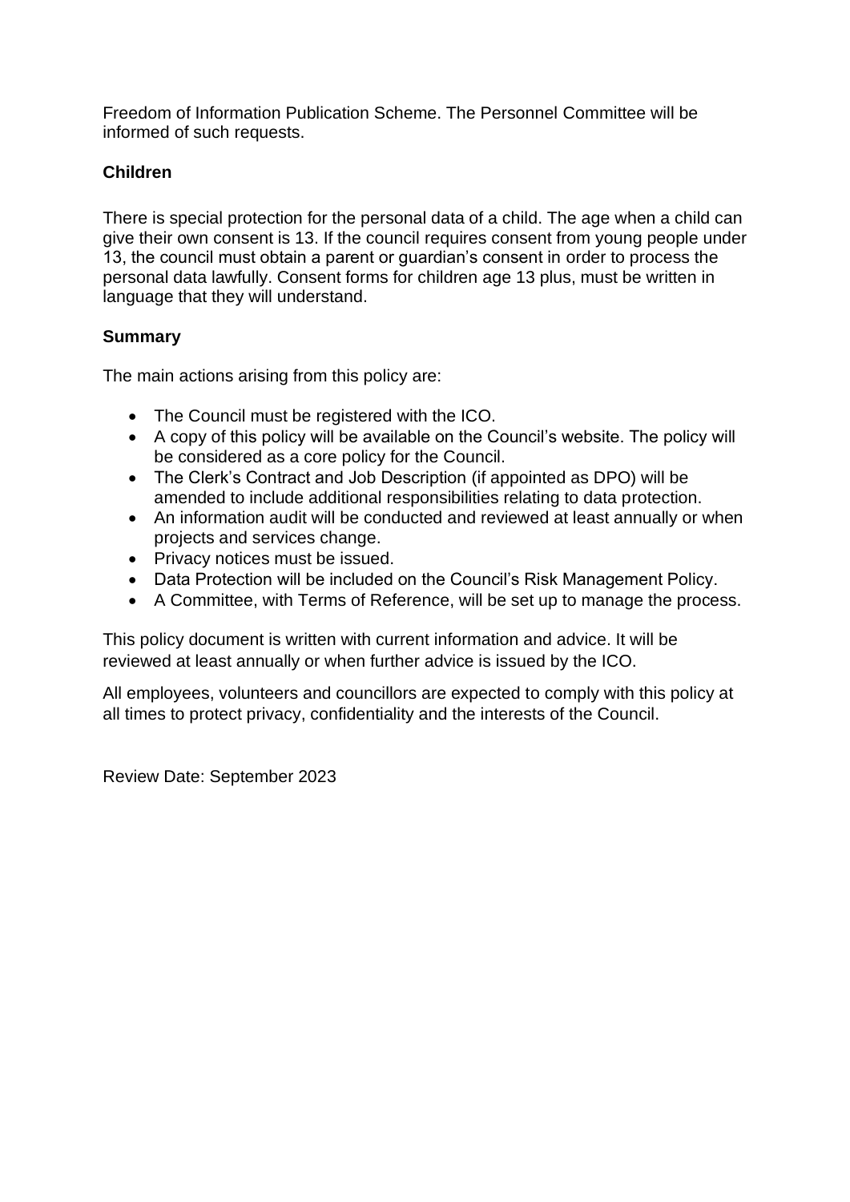Freedom of Information Publication Scheme. The Personnel Committee will be informed of such requests.

**Children**

There is special protection for the personal data of a child. The age when a child can give their own consent is 13. If the council requires consent from young people under 13, the council must obtain a parent or guardian's consent in order to process the personal data lawfully. Consent forms for children age 13 plus, must be written in language that they will understand.

**Summary**

The main actions arising from this policy are:

- The Council must be registered with the ICO.
- A copy of this policy will be available on the Council's website. The policy will be considered as a core policy for the Council.
- The Clerk's Contract and Job Description (if appointed as DPO) will be amended to include additional responsibilities relating to data protection.
- An information audit will be conducted and reviewed at least annually or when projects and services change.
- Privacy notices must be issued.
- Data Protection will be included on the Council's Risk Management Policy.
- A Committee, with Terms of Reference, will be set up to manage the process.

This policy document is written with current information and advice. It will be reviewed at least annually or when further advice is issued by the ICO.

All employees, volunteers and councillors are expected to comply with this policy at all times to protect privacy, confidentiality and the interests of the Council.

Review Date: September 2023